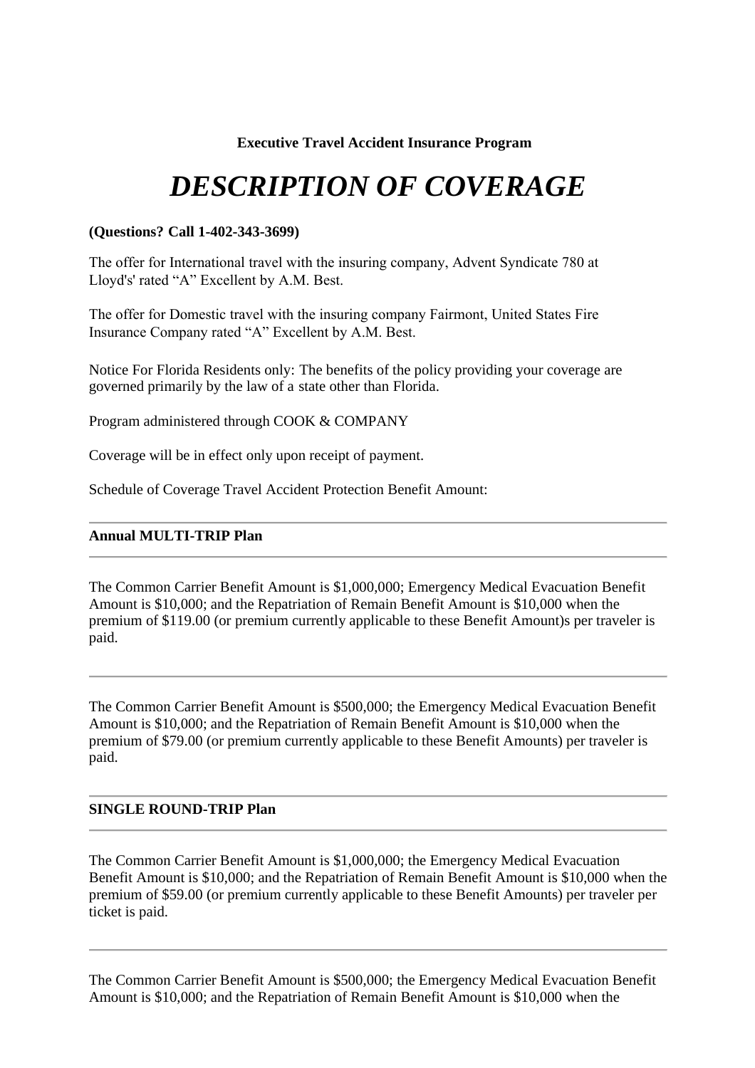**Executive Travel Accident Insurance Program**

# *DESCRIPTION OF COVERAGE*

**(Questions? Call 1-402-343-3699)**

The offer for International travel with the insuring company, Advent Syndicate 780 at Lloyd's' rated "A" Excellent by A.M. Best.

The offer for Domestic travel with the insuring company Fairmont, United States Fire Insurance Company rated "A" Excellent by A.M. Best.

Notice For Florida Residents only: The benefits of the policy providing your coverage are governed primarily by the law of a state other than Florida.

Program administered through COOK & COMPANY

Coverage will be in effect only upon receipt of payment.

Schedule of Coverage Travel Accident Protection Benefit Amount:

---

**Annual MULTI-TRIP Plan**

---

The Common Carrier Benefit Amount is $1,000,000; Emergency Medical Evacuation Benefit Amount is $10,000; and the Repatriation of Remain Benefit Amount is $10,000 when the premium of $119.00 (or premium currently applicable to these Benefit Amount)s per traveler is paid.

---

The Common Carrier Benefit Amount is $500,000; the Emergency Medical Evacuation Benefit Amount is $10,000; and the Repatriation of Remain Benefit Amount is $10,000 when the premium of $79.00 (or premium currently applicable to these Benefit Amounts) per traveler is paid.

---

**SINGLE ROUND-TRIP Plan**

---

The Common Carrier Benefit Amount is $1,000,000; the Emergency Medical Evacuation Benefit Amount is $10,000; and the Repatriation of Remain Benefit Amount is $10,000 when the premium of $59.00 (or premium currently applicable to these Benefit Amounts) per traveler per ticket is paid.

---

The Common Carrier Benefit Amount is $500,000; the Emergency Medical Evacuation Benefit Amount is $10,000; and the Repatriation of Remain Benefit Amount is $10,000 when the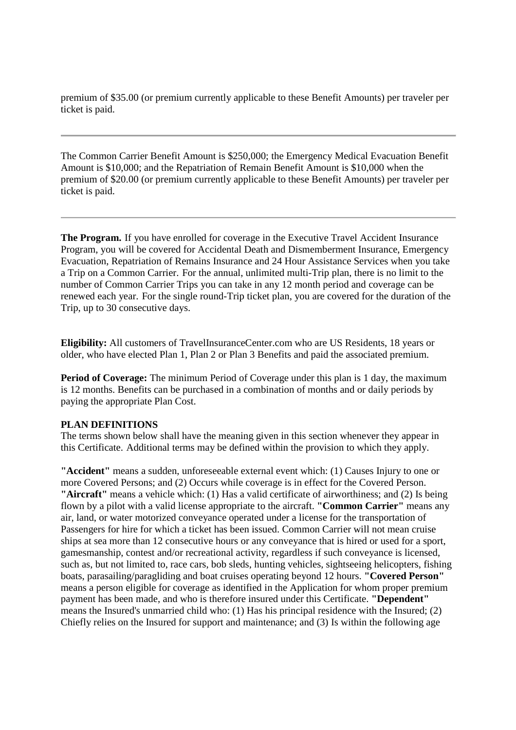premium of $35.00 (or premium currently applicable to these Benefit Amounts) per traveler per ticket is paid.

---

The Common Carrier Benefit Amount is $250,000; the Emergency Medical Evacuation Benefit Amount is $10,000; and the Repatriation of Remain Benefit Amount is $10,000 when the premium of $20.00 (or premium currently applicable to these Benefit Amounts) per traveler per ticket is paid.

---

**The Program.** If you have enrolled for coverage in the Executive Travel Accident Insurance Program, you will be covered for Accidental Death and Dismemberment Insurance, Emergency Evacuation, Repatriation of Remains Insurance and 24 Hour Assistance Services when you take a Trip on a Common Carrier. For the annual, unlimited multi-Trip plan, there is no limit to the number of Common Carrier Trips you can take in any 12 month period and coverage can be renewed each year. For the single round-Trip ticket plan, you are covered for the duration of the Trip, up to 30 consecutive days.

**Eligibility:** All customers of TravelInsuranceCenter.com who are US Residents, 18 years or older, who have elected Plan 1, Plan 2 or Plan 3 Benefits and paid the associated premium.

**Period of Coverage:** The minimum Period of Coverage under this plan is 1 day, the maximum is 12 months. Benefits can be purchased in a combination of months and or daily periods by paying the appropriate Plan Cost.

**PLAN DEFINITIONS**
The terms shown below shall have the meaning given in this section whenever they appear in this Certificate. Additional terms may be defined within the provision to which they apply.

**"Accident"** means a sudden, unforeseeable external event which: (1) Causes Injury to one or more Covered Persons; and (2) Occurs while coverage is in effect for the Covered Person. **"Aircraft"** means a vehicle which: (1) Has a valid certificate of airworthiness; and (2) Is being flown by a pilot with a valid license appropriate to the aircraft. **"Common Carrier"** means any air, land, or water motorized conveyance operated under a license for the transportation of Passengers for hire for which a ticket has been issued. Common Carrier will not mean cruise ships at sea more than 12 consecutive hours or any conveyance that is hired or used for a sport, gamesmanship, contest and/or recreational activity, regardless if such conveyance is licensed, such as, but not limited to, race cars, bob sleds, hunting vehicles, sightseeing helicopters, fishing boats, parasailing/paragliding and boat cruises operating beyond 12 hours. **"Covered Person"** means a person eligible for coverage as identified in the Application for whom proper premium payment has been made, and who is therefore insured under this Certificate. **"Dependent"** means the Insured's unmarried child who: (1) Has his principal residence with the Insured; (2) Chiefly relies on the Insured for support and maintenance; and (3) Is within the following age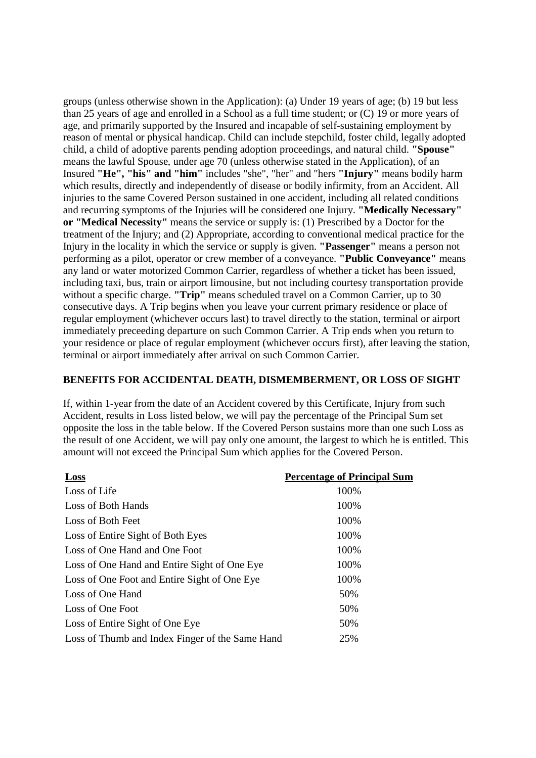groups (unless otherwise shown in the Application): (a) Under 19 years of age; (b) 19 but less than 25 years of age and enrolled in a School as a full time student; or (C) 19 or more years of age, and primarily supported by the Insured and incapable of self-sustaining employment by reason of mental or physical handicap. Child can include stepchild, foster child, legally adopted child, a child of adoptive parents pending adoption proceedings, and natural child. **"Spouse"** means the lawful Spouse, under age 70 (unless otherwise stated in the Application), of an Insured **"He", "his" and "him"** includes "she", "her" and "hers **"Injury"** means bodily harm which results, directly and independently of disease or bodily infirmity, from an Accident. All injuries to the same Covered Person sustained in one accident, including all related conditions and recurring symptoms of the Injuries will be considered one Injury. **"Medically Necessary" or "Medical Necessity"** means the service or supply is: (1) Prescribed by a Doctor for the treatment of the Injury; and (2) Appropriate, according to conventional medical practice for the Injury in the locality in which the service or supply is given. **"Passenger"** means a person not performing as a pilot, operator or crew member of a conveyance. **"Public Conveyance"** means any land or water motorized Common Carrier, regardless of whether a ticket has been issued, including taxi, bus, train or airport limousine, but not including courtesy transportation provide without a specific charge. **"Trip"** means scheduled travel on a Common Carrier, up to 30 consecutive days. A Trip begins when you leave your current primary residence or place of regular employment (whichever occurs last) to travel directly to the station, terminal or airport immediately preceeding departure on such Common Carrier. A Trip ends when you return to your residence or place of regular employment (whichever occurs first), after leaving the station, terminal or airport immediately after arrival on such Common Carrier.

## BENEFITS FOR ACCIDENTAL DEATH, DISMEMBERMENT, OR LOSS OF SIGHT

If, within 1-year from the date of an Accident covered by this Certificate, Injury from such Accident, results in Loss listed below, we will pay the percentage of the Principal Sum set opposite the loss in the table below. If the Covered Person sustains more than one such Loss as the result of one Accident, we will pay only one amount, the largest to which he is entitled. This amount will not exceed the Principal Sum which applies for the Covered Person.

| Loss | Percentage of Principal Sum |
|---|---|
| Loss of Life | 100% |
| Loss of Both Hands | 100% |
| Loss of Both Feet | 100% |
| Loss of Entire Sight of Both Eyes | 100% |
| Loss of One Hand and One Foot | 100% |
| Loss of One Hand and Entire Sight of One Eye | 100% |
| Loss of One Foot and Entire Sight of One Eye | 100% |
| Loss of One Hand | 50% |
| Loss of One Foot | 50% |
| Loss of Entire Sight of One Eye | 50% |
| Loss of Thumb and Index Finger of the Same Hand | 25% |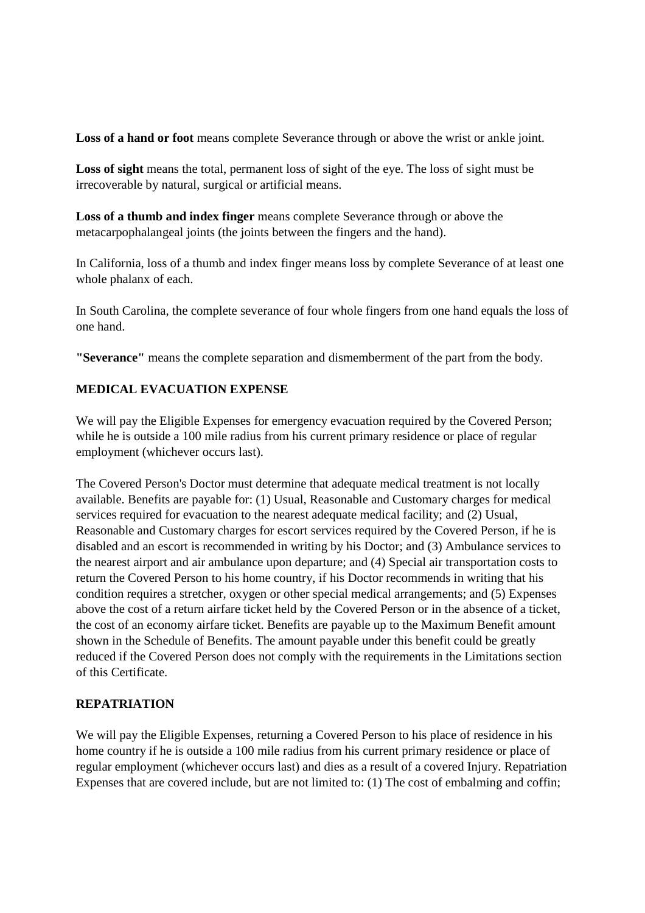**Loss of a hand or foot** means complete Severance through or above the wrist or ankle joint.

**Loss of sight** means the total, permanent loss of sight of the eye. The loss of sight must be irrecoverable by natural, surgical or artificial means.

**Loss of a thumb and index finger** means complete Severance through or above the metacarpophalangeal joints (the joints between the fingers and the hand).

In California, loss of a thumb and index finger means loss by complete Severance of at least one whole phalanx of each.

In South Carolina, the complete severance of four whole fingers from one hand equals the loss of one hand.

**"Severance"** means the complete separation and dismemberment of the part from the body.

## MEDICAL EVACUATION EXPENSE

We will pay the Eligible Expenses for emergency evacuation required by the Covered Person; while he is outside a 100 mile radius from his current primary residence or place of regular employment (whichever occurs last).

The Covered Person's Doctor must determine that adequate medical treatment is not locally available. Benefits are payable for: (1) Usual, Reasonable and Customary charges for medical services required for evacuation to the nearest adequate medical facility; and (2) Usual, Reasonable and Customary charges for escort services required by the Covered Person, if he is disabled and an escort is recommended in writing by his Doctor; and (3) Ambulance services to the nearest airport and air ambulance upon departure; and (4) Special air transportation costs to return the Covered Person to his home country, if his Doctor recommends in writing that his condition requires a stretcher, oxygen or other special medical arrangements; and (5) Expenses above the cost of a return airfare ticket held by the Covered Person or in the absence of a ticket, the cost of an economy airfare ticket. Benefits are payable up to the Maximum Benefit amount shown in the Schedule of Benefits. The amount payable under this benefit could be greatly reduced if the Covered Person does not comply with the requirements in the Limitations section of this Certificate.

## REPATRIATION

We will pay the Eligible Expenses, returning a Covered Person to his place of residence in his home country if he is outside a 100 mile radius from his current primary residence or place of regular employment (whichever occurs last) and dies as a result of a covered Injury. Repatriation Expenses that are covered include, but are not limited to: (1) The cost of embalming and coffin;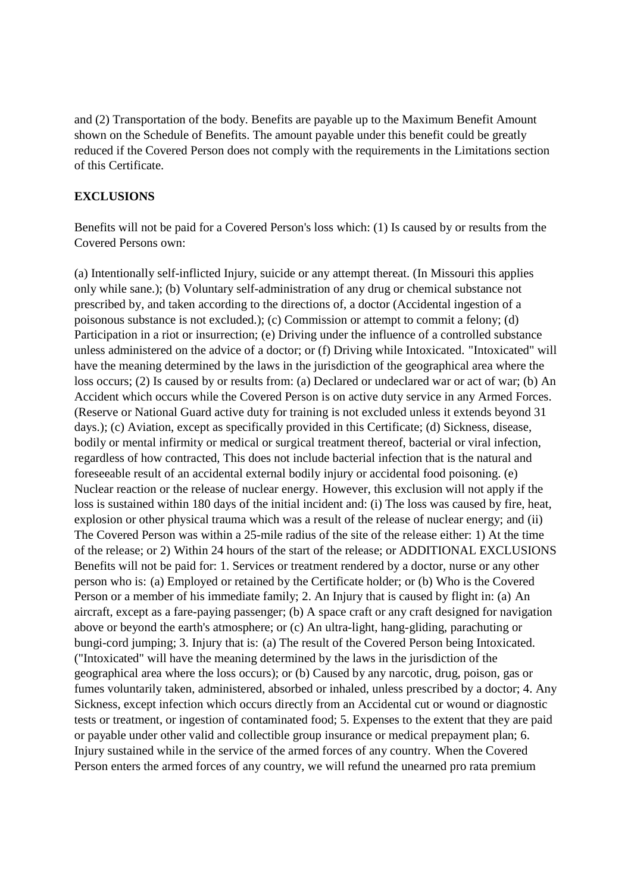and (2) Transportation of the body. Benefits are payable up to the Maximum Benefit Amount shown on the Schedule of Benefits. The amount payable under this benefit could be greatly reduced if the Covered Person does not comply with the requirements in the Limitations section of this Certificate.

**EXCLUSIONS**

Benefits will not be paid for a Covered Person's loss which: (1) Is caused by or results from the Covered Persons own:

(a) Intentionally self-inflicted Injury, suicide or any attempt thereat. (In Missouri this applies only while sane.); (b) Voluntary self-administration of any drug or chemical substance not prescribed by, and taken according to the directions of, a doctor (Accidental ingestion of a poisonous substance is not excluded.); (c) Commission or attempt to commit a felony; (d) Participation in a riot or insurrection; (e) Driving under the influence of a controlled substance unless administered on the advice of a doctor; or (f) Driving while Intoxicated. "Intoxicated" will have the meaning determined by the laws in the jurisdiction of the geographical area where the loss occurs; (2) Is caused by or results from: (a) Declared or undeclared war or act of war; (b) An Accident which occurs while the Covered Person is on active duty service in any Armed Forces. (Reserve or National Guard active duty for training is not excluded unless it extends beyond 31 days.); (c) Aviation, except as specifically provided in this Certificate; (d) Sickness, disease, bodily or mental infirmity or medical or surgical treatment thereof, bacterial or viral infection, regardless of how contracted, This does not include bacterial infection that is the natural and foreseeable result of an accidental external bodily injury or accidental food poisoning. (e) Nuclear reaction or the release of nuclear energy. However, this exclusion will not apply if the loss is sustained within 180 days of the initial incident and: (i) The loss was caused by fire, heat, explosion or other physical trauma which was a result of the release of nuclear energy; and (ii) The Covered Person was within a 25-mile radius of the site of the release either: 1) At the time of the release; or 2) Within 24 hours of the start of the release; or ADDITIONAL EXCLUSIONS Benefits will not be paid for: 1. Services or treatment rendered by a doctor, nurse or any other person who is: (a) Employed or retained by the Certificate holder; or (b) Who is the Covered Person or a member of his immediate family; 2. An Injury that is caused by flight in: (a) An aircraft, except as a fare-paying passenger; (b) A space craft or any craft designed for navigation above or beyond the earth's atmosphere; or (c) An ultra-light, hang-gliding, parachuting or bungi-cord jumping; 3. Injury that is: (a) The result of the Covered Person being Intoxicated. ("Intoxicated" will have the meaning determined by the laws in the jurisdiction of the geographical area where the loss occurs); or (b) Caused by any narcotic, drug, poison, gas or fumes voluntarily taken, administered, absorbed or inhaled, unless prescribed by a doctor; 4. Any Sickness, except infection which occurs directly from an Accidental cut or wound or diagnostic tests or treatment, or ingestion of contaminated food; 5. Expenses to the extent that they are paid or payable under other valid and collectible group insurance or medical prepayment plan; 6. Injury sustained while in the service of the armed forces of any country. When the Covered Person enters the armed forces of any country, we will refund the unearned pro rata premium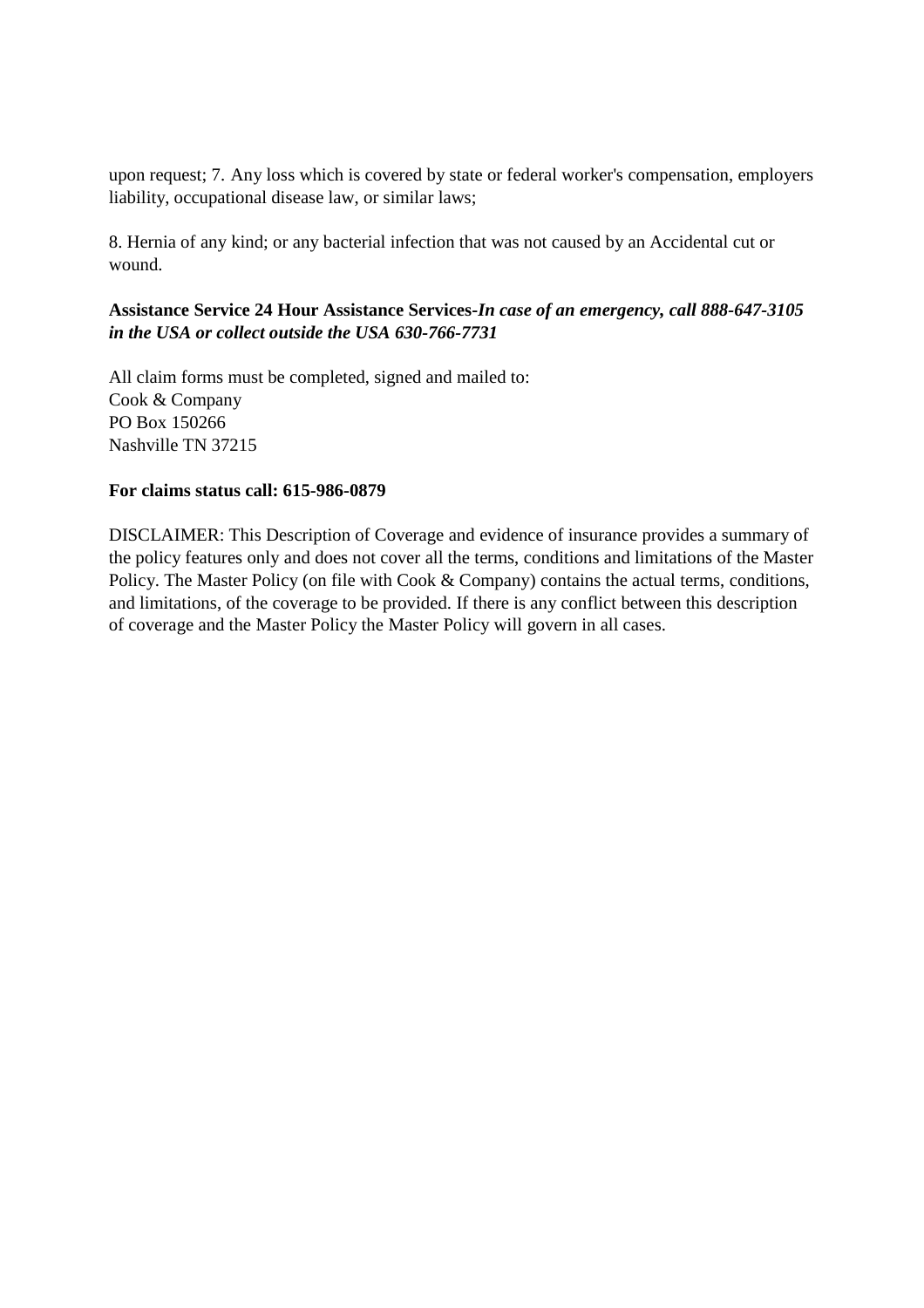upon request; 7. Any loss which is covered by state or federal worker's compensation, employers liability, occupational disease law, or similar laws;

8. Hernia of any kind; or any bacterial infection that was not caused by an Accidental cut or wound.

**Assistance Service 24 Hour Assistance Services-*In case of an emergency, call 888-647-3105 in the USA or collect outside the USA 630-766-7731***

All claim forms must be completed, signed and mailed to:
Cook & Company
PO Box 150266
Nashville TN 37215

**For claims status call: 615-986-0879**

DISCLAIMER: This Description of Coverage and evidence of insurance provides a summary of the policy features only and does not cover all the terms, conditions and limitations of the Master Policy. The Master Policy (on file with Cook & Company) contains the actual terms, conditions, and limitations, of the coverage to be provided. If there is any conflict between this description of coverage and the Master Policy the Master Policy will govern in all cases.